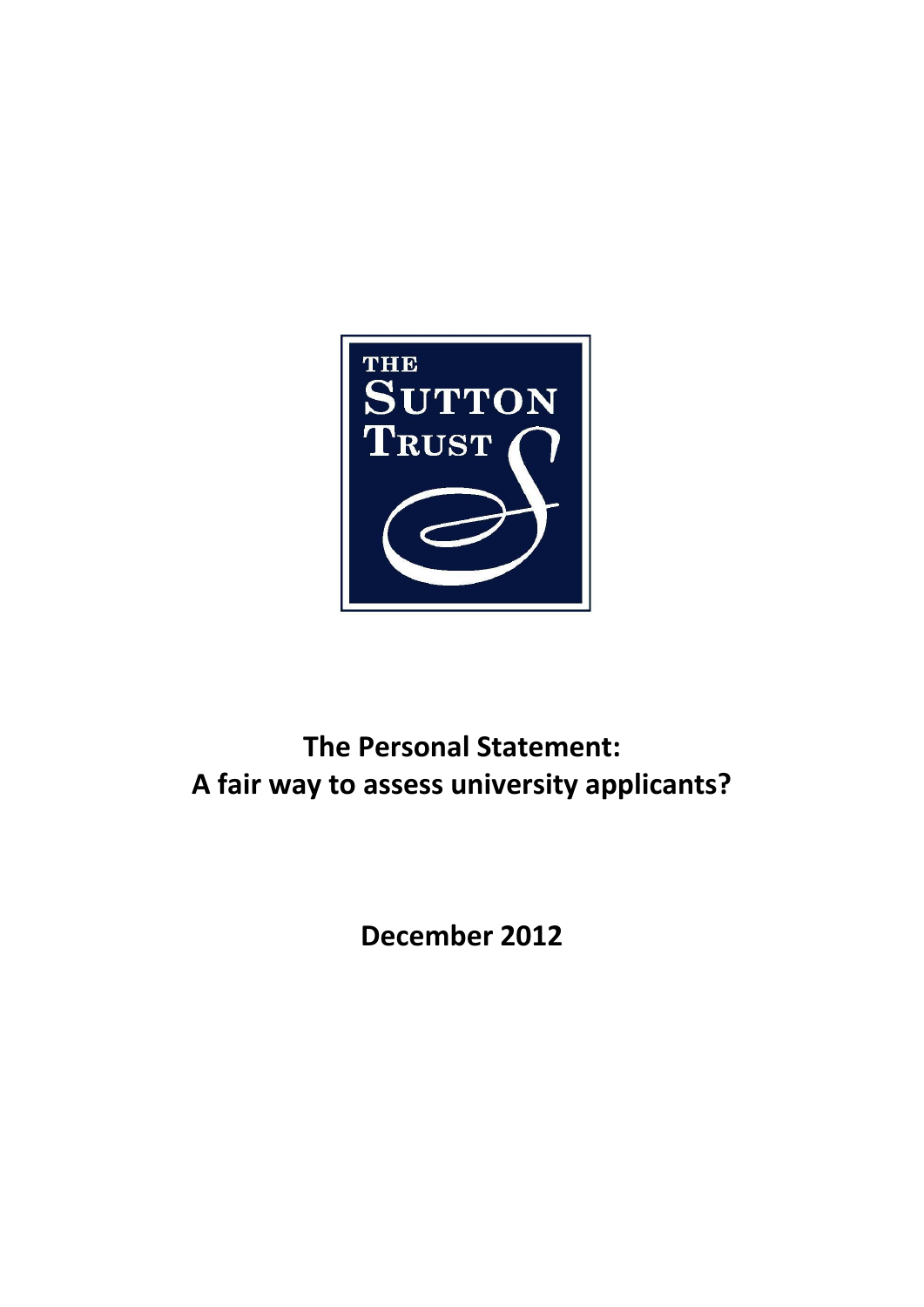THE SUTTON TRUST

# The Personal Statement: A fair way to assess university applicants?

**December 2012**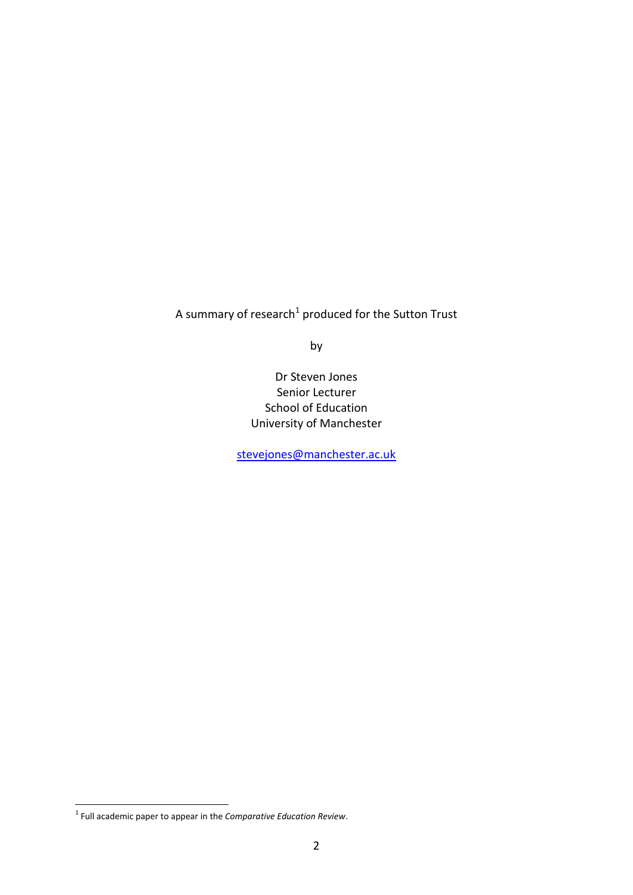A summary of research[1] produced for the Sutton Trust

by

Dr Steven Jones
Senior Lecturer
School of Education
University of Manchester

[stevejones@manchester.ac.uk](mailto:stevejones@manchester.ac.uk)

[1] Full academic paper to appear in the *Comparative Education Review*.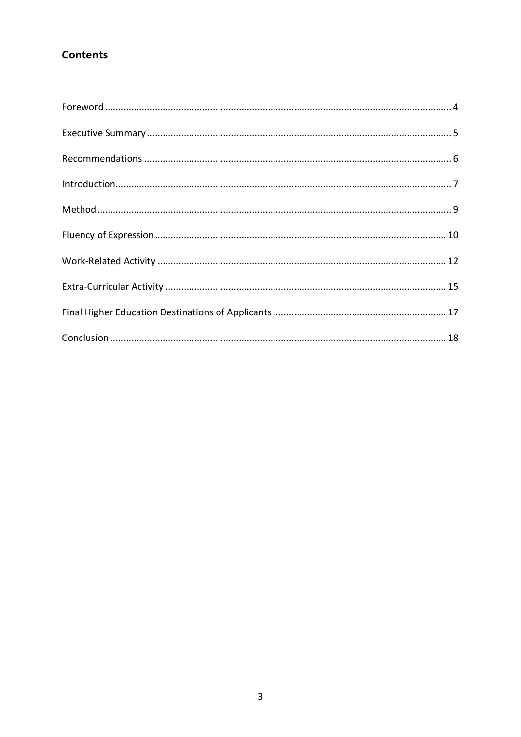## Contents

Foreword ........................................................................................................................ 4

Executive Summary ........................................................................................................ 5

Recommendations ......................................................................................................... 6

Introduction .................................................................................................................... 7

Method ........................................................................................................................... 9

Fluency of Expression .................................................................................................. 10

Work-Related Activity ................................................................................................... 12

Extra-Curricular Activity ................................................................................................ 15

Final Higher Education Destinations of Applicants ....................................................... 17

Conclusion .................................................................................................................... 18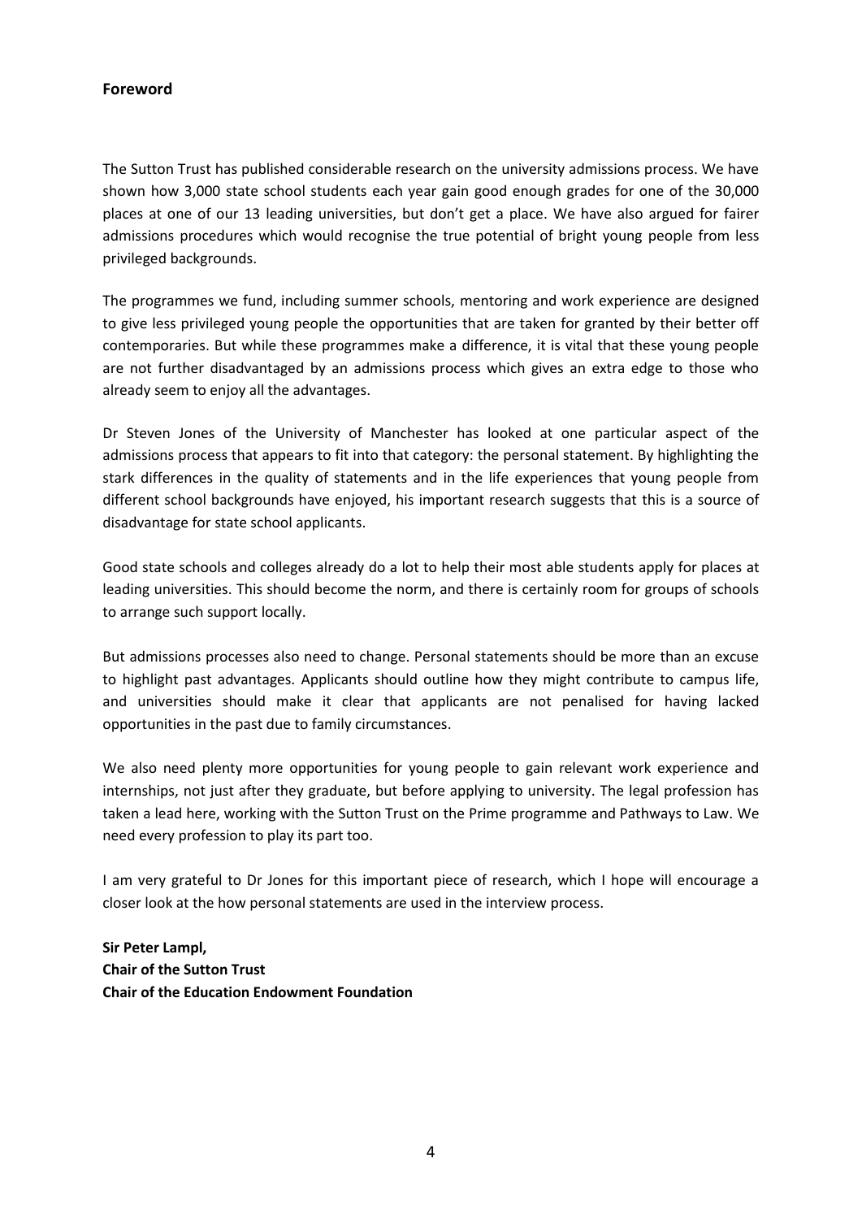## Foreword

The Sutton Trust has published considerable research on the university admissions process. We have shown how 3,000 state school students each year gain good enough grades for one of the 30,000 places at one of our 13 leading universities, but don't get a place. We have also argued for fairer admissions procedures which would recognise the true potential of bright young people from less privileged backgrounds.

The programmes we fund, including summer schools, mentoring and work experience are designed to give less privileged young people the opportunities that are taken for granted by their better off contemporaries. But while these programmes make a difference, it is vital that these young people are not further disadvantaged by an admissions process which gives an extra edge to those who already seem to enjoy all the advantages.

Dr Steven Jones of the University of Manchester has looked at one particular aspect of the admissions process that appears to fit into that category: the personal statement. By highlighting the stark differences in the quality of statements and in the life experiences that young people from different school backgrounds have enjoyed, his important research suggests that this is a source of disadvantage for state school applicants.

Good state schools and colleges already do a lot to help their most able students apply for places at leading universities. This should become the norm, and there is certainly room for groups of schools to arrange such support locally.

But admissions processes also need to change. Personal statements should be more than an excuse to highlight past advantages. Applicants should outline how they might contribute to campus life, and universities should make it clear that applicants are not penalised for having lacked opportunities in the past due to family circumstances.

We also need plenty more opportunities for young people to gain relevant work experience and internships, not just after they graduate, but before applying to university. The legal profession has taken a lead here, working with the Sutton Trust on the Prime programme and Pathways to Law. We need every profession to play its part too.

I am very grateful to Dr Jones for this important piece of research, which I hope will encourage a closer look at the how personal statements are used in the interview process.

**Sir Peter Lampl,**
**Chair of the Sutton Trust**
**Chair of the Education Endowment Foundation**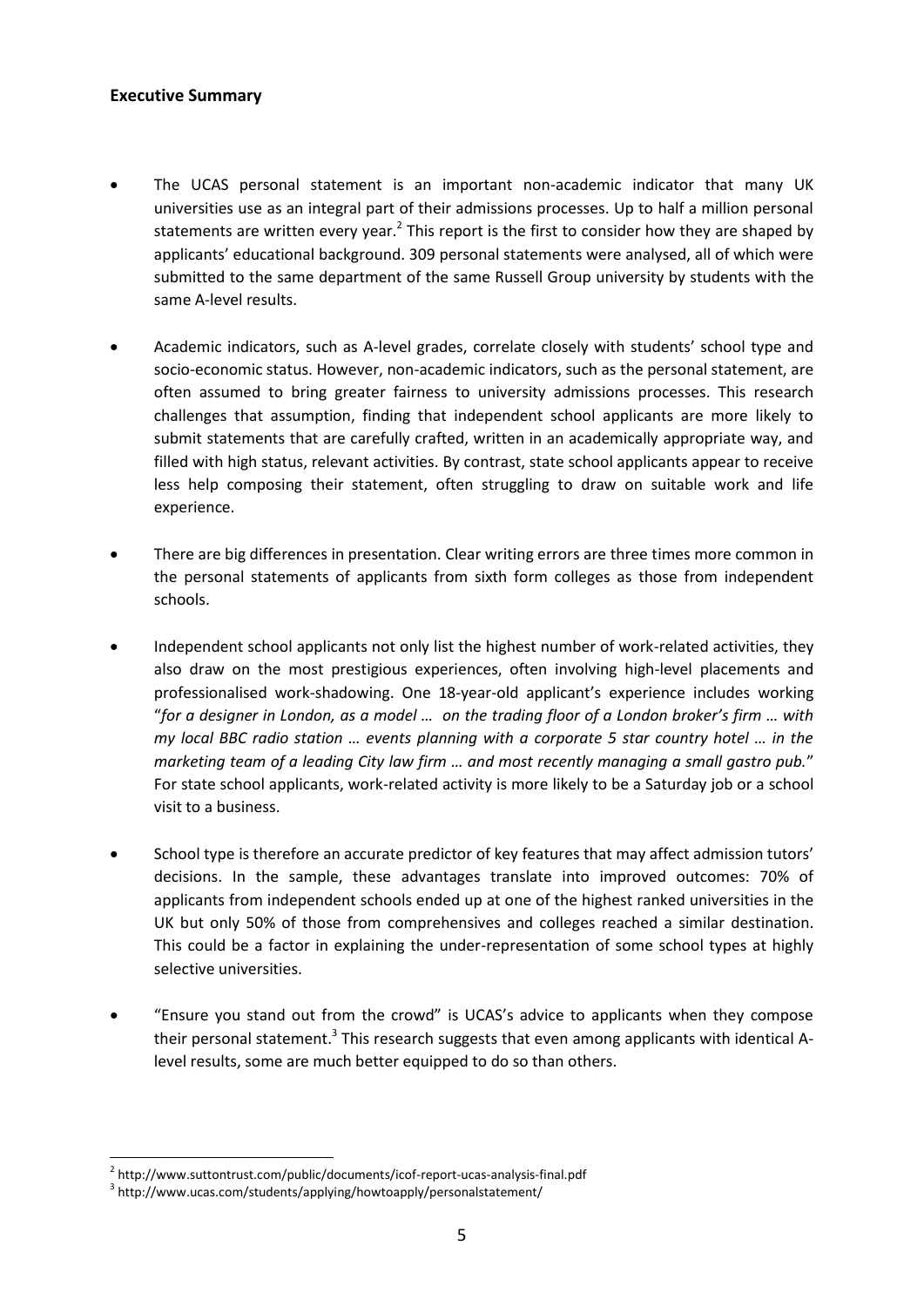**Executive Summary**

- The UCAS personal statement is an important non-academic indicator that many UK universities use as an integral part of their admissions processes. Up to half a million personal statements are written every year.[2] This report is the first to consider how they are shaped by applicants' educational background. 309 personal statements were analysed, all of which were submitted to the same department of the same Russell Group university by students with the same A-level results.

- Academic indicators, such as A-level grades, correlate closely with students' school type and socio-economic status. However, non-academic indicators, such as the personal statement, are often assumed to bring greater fairness to university admissions processes. This research challenges that assumption, finding that independent school applicants are more likely to submit statements that are carefully crafted, written in an academically appropriate way, and filled with high status, relevant activities. By contrast, state school applicants appear to receive less help composing their statement, often struggling to draw on suitable work and life experience.

- There are big differences in presentation. Clear writing errors are three times more common in the personal statements of applicants from sixth form colleges as those from independent schools.

- Independent school applicants not only list the highest number of work-related activities, they also draw on the most prestigious experiences, often involving high-level placements and professionalised work-shadowing. One 18-year-old applicant's experience includes working "*for a designer in London, as a model … on the trading floor of a London broker's firm … with my local BBC radio station … events planning with a corporate 5 star country hotel … in the marketing team of a leading City law firm … and most recently managing a small gastro pub.*" For state school applicants, work-related activity is more likely to be a Saturday job or a school visit to a business.

- School type is therefore an accurate predictor of key features that may affect admission tutors' decisions. In the sample, these advantages translate into improved outcomes: 70% of applicants from independent schools ended up at one of the highest ranked universities in the UK but only 50% of those from comprehensives and colleges reached a similar destination. This could be a factor in explaining the under-representation of some school types at highly selective universities.

- "Ensure you stand out from the crowd" is UCAS's advice to applicants when they compose their personal statement.[3] This research suggests that even among applicants with identical A-level results, some are much better equipped to do so than others.

---

[2] http://www.suttontrust.com/public/documents/icof-report-ucas-analysis-final.pdf

[3] http://www.ucas.com/students/applying/howtoapply/personalstatement/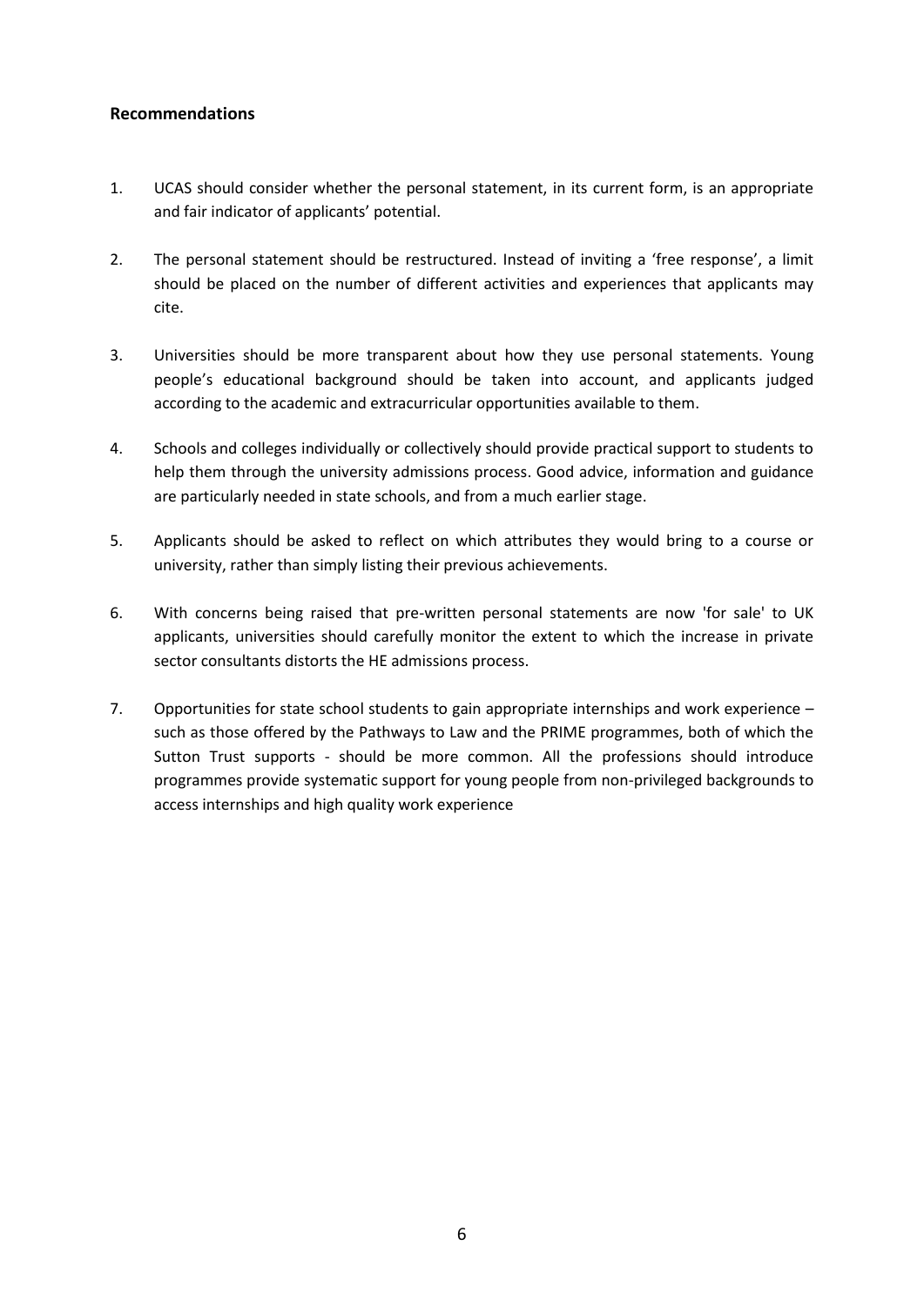**Recommendations**

1. UCAS should consider whether the personal statement, in its current form, is an appropriate and fair indicator of applicants' potential.

2. The personal statement should be restructured. Instead of inviting a 'free response', a limit should be placed on the number of different activities and experiences that applicants may cite.

3. Universities should be more transparent about how they use personal statements. Young people's educational background should be taken into account, and applicants judged according to the academic and extracurricular opportunities available to them.

4. Schools and colleges individually or collectively should provide practical support to students to help them through the university admissions process. Good advice, information and guidance are particularly needed in state schools, and from a much earlier stage.

5. Applicants should be asked to reflect on which attributes they would bring to a course or university, rather than simply listing their previous achievements.

6. With concerns being raised that pre-written personal statements are now 'for sale' to UK applicants, universities should carefully monitor the extent to which the increase in private sector consultants distorts the HE admissions process.

7. Opportunities for state school students to gain appropriate internships and work experience – such as those offered by the Pathways to Law and the PRIME programmes, both of which the Sutton Trust supports - should be more common. All the professions should introduce programmes provide systematic support for young people from non-privileged backgrounds to access internships and high quality work experience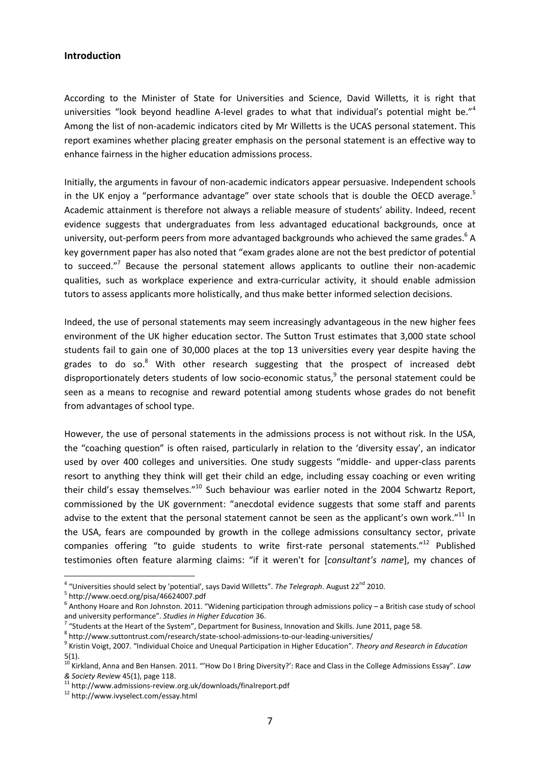## Introduction

According to the Minister of State for Universities and Science, David Willetts, it is right that universities "look beyond headline A-level grades to what that individual's potential might be."[4] Among the list of non-academic indicators cited by Mr Willetts is the UCAS personal statement. This report examines whether placing greater emphasis on the personal statement is an effective way to enhance fairness in the higher education admissions process.

Initially, the arguments in favour of non-academic indicators appear persuasive. Independent schools in the UK enjoy a "performance advantage" over state schools that is double the OECD average.[5] Academic attainment is therefore not always a reliable measure of students' ability. Indeed, recent evidence suggests that undergraduates from less advantaged educational backgrounds, once at university, out-perform peers from more advantaged backgrounds who achieved the same grades.[6] A key government paper has also noted that "exam grades alone are not the best predictor of potential to succeed."[7] Because the personal statement allows applicants to outline their non-academic qualities, such as workplace experience and extra-curricular activity, it should enable admission tutors to assess applicants more holistically, and thus make better informed selection decisions.

Indeed, the use of personal statements may seem increasingly advantageous in the new higher fees environment of the UK higher education sector. The Sutton Trust estimates that 3,000 state school students fail to gain one of 30,000 places at the top 13 universities every year despite having the grades to do so.[8] With other research suggesting that the prospect of increased debt disproportionately deters students of low socio-economic status,[9] the personal statement could be seen as a means to recognise and reward potential among students whose grades do not benefit from advantages of school type.

However, the use of personal statements in the admissions process is not without risk. In the USA, the "coaching question" is often raised, particularly in relation to the 'diversity essay', an indicator used by over 400 colleges and universities. One study suggests "middle- and upper-class parents resort to anything they think will get their child an edge, including essay coaching or even writing their child's essay themselves."[10] Such behaviour was earlier noted in the 2004 Schwartz Report, commissioned by the UK government: "anecdotal evidence suggests that some staff and parents advise to the extent that the personal statement cannot be seen as the applicant's own work."[11] In the USA, fears are compounded by growth in the college admissions consultancy sector, private companies offering "to guide students to write first-rate personal statements."[12] Published testimonies often feature alarming claims: "if it weren't for [*consultant's name*], my chances of

---

[4] "Universities should select by 'potential', says David Willetts". *The Telegraph*. August 22nd 2010.

[5] http://www.oecd.org/pisa/46624007.pdf

[6] Anthony Hoare and Ron Johnston. 2011. "Widening participation through admissions policy – a British case study of school and university performance". *Studies in Higher Education* 36.

[7] "Students at the Heart of the System", Department for Business, Innovation and Skills. June 2011, page 58.

[8] http://www.suttontrust.com/research/state-school-admissions-to-our-leading-universities/

[9] Kristin Voigt, 2007. "Individual Choice and Unequal Participation in Higher Education". *Theory and Research in Education* 5(1).

[10] Kirkland, Anna and Ben Hansen. 2011. "'How Do I Bring Diversity?': Race and Class in the College Admissions Essay". *Law & Society Review* 45(1), page 118.

[11] http://www.admissions-review.org.uk/downloads/finalreport.pdf

[12] http://www.ivyselect.com/essay.html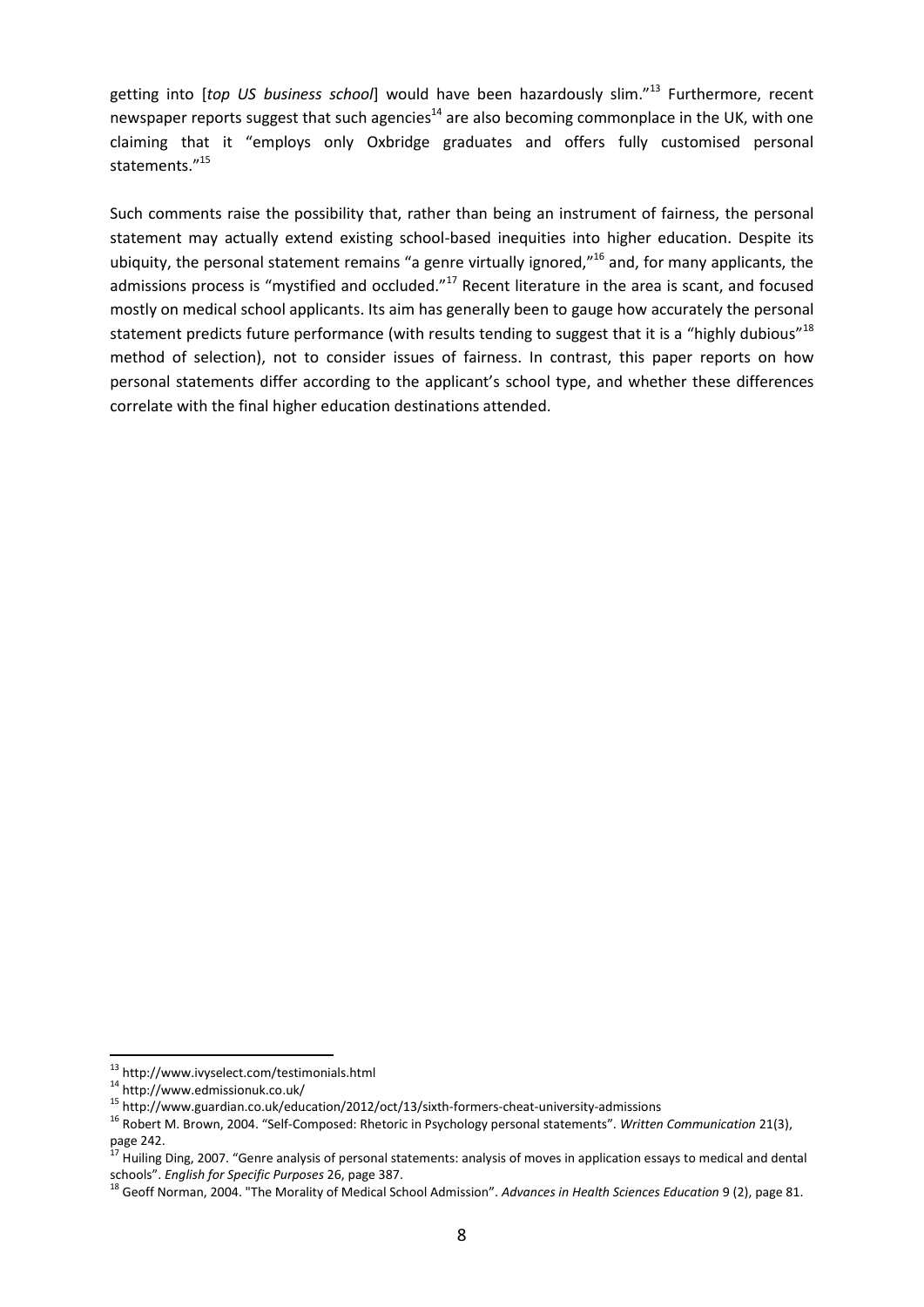getting into [*top US business school*] would have been hazardously slim."[13] Furthermore, recent newspaper reports suggest that such agencies[14] are also becoming commonplace in the UK, with one claiming that it "employs only Oxbridge graduates and offers fully customised personal statements."[15]

Such comments raise the possibility that, rather than being an instrument of fairness, the personal statement may actually extend existing school-based inequities into higher education. Despite its ubiquity, the personal statement remains "a genre virtually ignored,"[16] and, for many applicants, the admissions process is "mystified and occluded."[17] Recent literature in the area is scant, and focused mostly on medical school applicants. Its aim has generally been to gauge how accurately the personal statement predicts future performance (with results tending to suggest that it is a "highly dubious"[18] method of selection), not to consider issues of fairness. In contrast, this paper reports on how personal statements differ according to the applicant's school type, and whether these differences correlate with the final higher education destinations attended.

---

[13] http://www.ivyselect.com/testimonials.html

[14] http://www.edmissionuk.co.uk/

[15] http://www.guardian.co.uk/education/2012/oct/13/sixth-formers-cheat-university-admissions

[16] Robert M. Brown, 2004. "Self-Composed: Rhetoric in Psychology personal statements". *Written Communication* 21(3), page 242.

[17] Huiling Ding, 2007. "Genre analysis of personal statements: analysis of moves in application essays to medical and dental schools". *English for Specific Purposes* 26, page 387.

[18] Geoff Norman, 2004. "The Morality of Medical School Admission". *Advances in Health Sciences Education* 9 (2), page 81.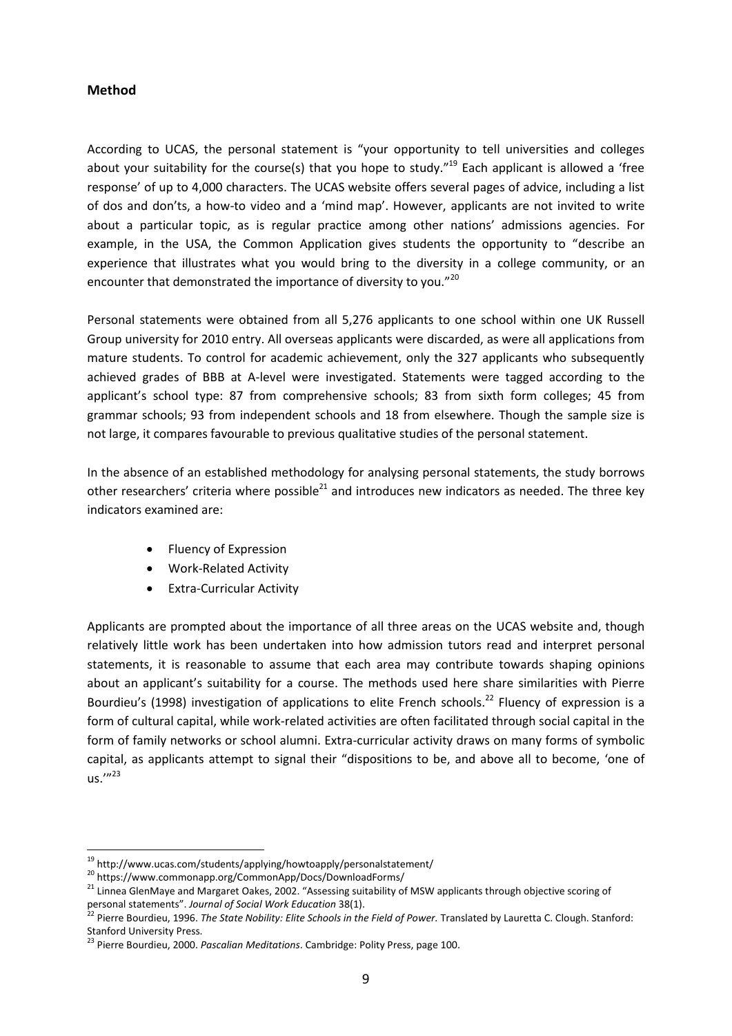## Method

According to UCAS, the personal statement is "your opportunity to tell universities and colleges about your suitability for the course(s) that you hope to study."[19] Each applicant is allowed a 'free response' of up to 4,000 characters. The UCAS website offers several pages of advice, including a list of dos and don'ts, a how-to video and a 'mind map'. However, applicants are not invited to write about a particular topic, as is regular practice among other nations' admissions agencies. For example, in the USA, the Common Application gives students the opportunity to "describe an experience that illustrates what you would bring to the diversity in a college community, or an encounter that demonstrated the importance of diversity to you."[20]

Personal statements were obtained from all 5,276 applicants to one school within one UK Russell Group university for 2010 entry. All overseas applicants were discarded, as were all applications from mature students. To control for academic achievement, only the 327 applicants who subsequently achieved grades of BBB at A-level were investigated. Statements were tagged according to the applicant's school type: 87 from comprehensive schools; 83 from sixth form colleges; 45 from grammar schools; 93 from independent schools and 18 from elsewhere. Though the sample size is not large, it compares favourable to previous qualitative studies of the personal statement.

In the absence of an established methodology for analysing personal statements, the study borrows other researchers' criteria where possible[21] and introduces new indicators as needed. The three key indicators examined are:

- Fluency of Expression
- Work-Related Activity
- Extra-Curricular Activity

Applicants are prompted about the importance of all three areas on the UCAS website and, though relatively little work has been undertaken into how admission tutors read and interpret personal statements, it is reasonable to assume that each area may contribute towards shaping opinions about an applicant's suitability for a course. The methods used here share similarities with Pierre Bourdieu's (1998) investigation of applications to elite French schools.[22] Fluency of expression is a form of cultural capital, while work-related activities are often facilitated through social capital in the form of family networks or school alumni. Extra-curricular activity draws on many forms of symbolic capital, as applicants attempt to signal their "dispositions to be, and above all to become, 'one of us.'"[23]

---

[19] http://www.ucas.com/students/applying/howtoapply/personalstatement/

[20] https://www.commonapp.org/CommonApp/Docs/DownloadForms/

[21] Linnea GlenMaye and Margaret Oakes, 2002. "Assessing suitability of MSW applicants through objective scoring of personal statements". *Journal of Social Work Education* 38(1).

[22] Pierre Bourdieu, 1996. *The State Nobility: Elite Schools in the Field of Power.* Translated by Lauretta C. Clough. Stanford: Stanford University Press.

[23] Pierre Bourdieu, 2000. *Pascalian Meditations*. Cambridge: Polity Press, page 100.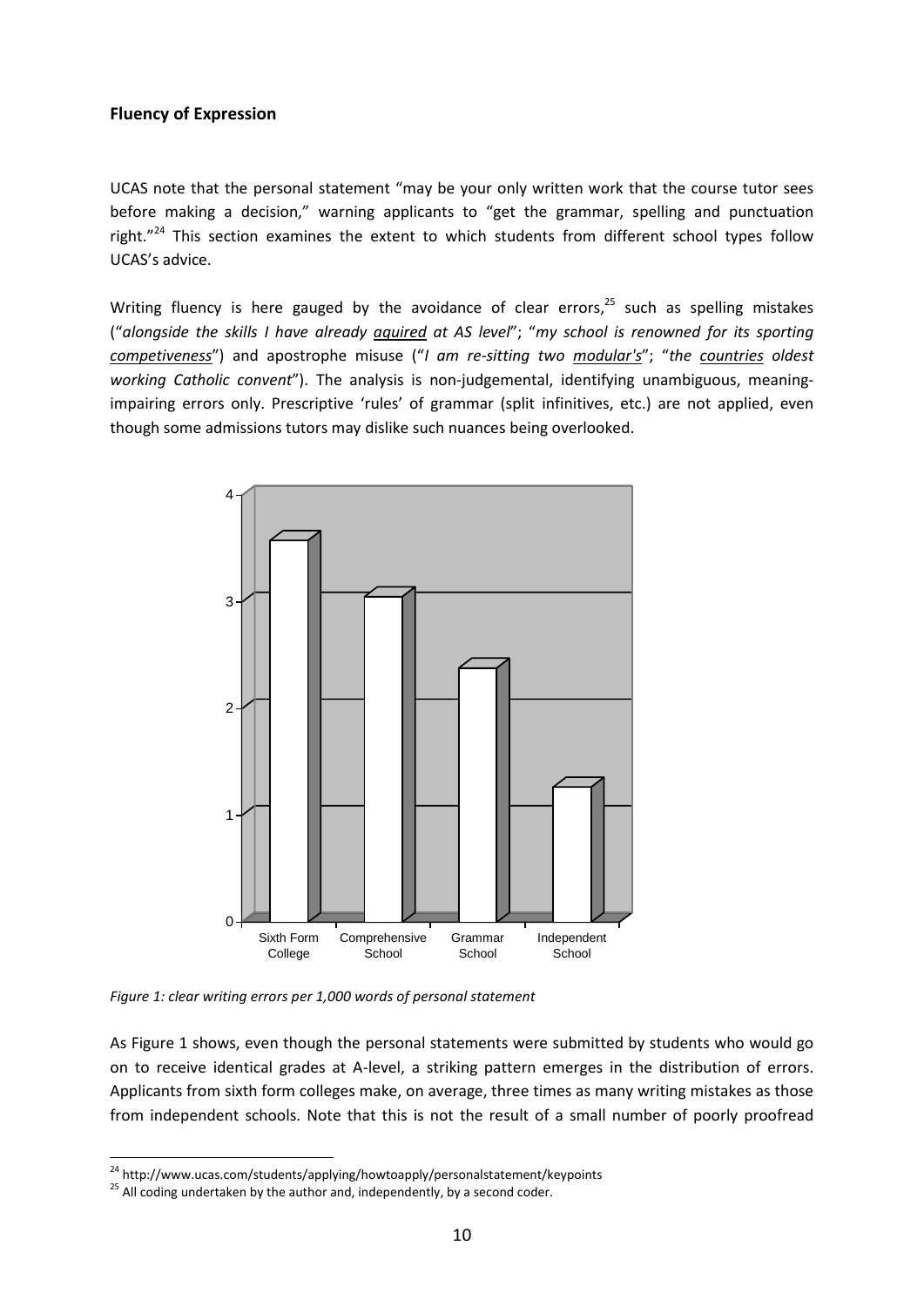## Fluency of Expression

UCAS note that the personal statement "may be your only written work that the course tutor sees before making a decision," warning applicants to "get the grammar, spelling and punctuation right."[24] This section examines the extent to which students from different school types follow UCAS's advice.

Writing fluency is here gauged by the avoidance of clear errors,[25] such as spelling mistakes ("*alongside the skills I have already aquired at AS level*"; "*my school is renowned for its sporting competiveness*") and apostrophe misuse ("*I am re-sitting two modular's*"; "*the countries oldest working Catholic convent*"). The analysis is non-judgemental, identifying unambiguous, meaning-impairing errors only. Prescriptive 'rules' of grammar (split infinitives, etc.) are not applied, even though some admissions tutors may dislike such nuances being overlooked.

*Figure 1: clear writing errors per 1,000 words of personal statement*

As Figure 1 shows, even though the personal statements were submitted by students who would go on to receive identical grades at A-level, a striking pattern emerges in the distribution of errors. Applicants from sixth form colleges make, on average, three times as many writing mistakes as those from independent schools. Note that this is not the result of a small number of poorly proofread

[24] http://www.ucas.com/students/applying/howtoapply/personalstatement/keypoints

[25] All coding undertaken by the author and, independently, by a second coder.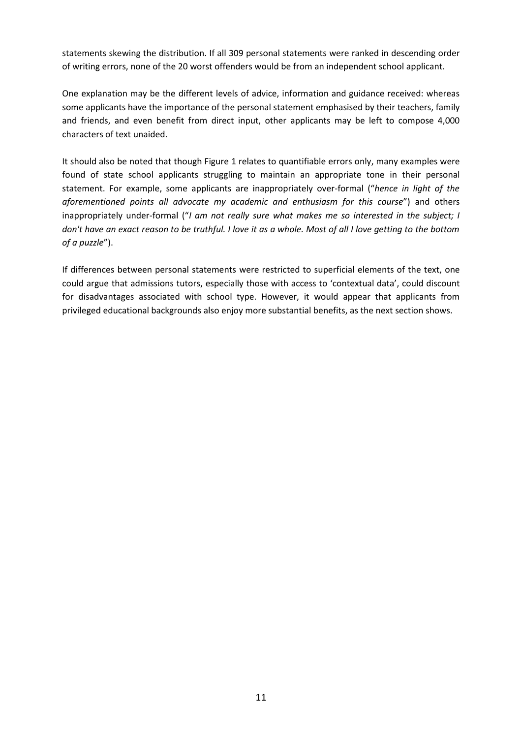statements skewing the distribution. If all 309 personal statements were ranked in descending order of writing errors, none of the 20 worst offenders would be from an independent school applicant.

One explanation may be the different levels of advice, information and guidance received: whereas some applicants have the importance of the personal statement emphasised by their teachers, family and friends, and even benefit from direct input, other applicants may be left to compose 4,000 characters of text unaided.

It should also be noted that though Figure 1 relates to quantifiable errors only, many examples were found of state school applicants struggling to maintain an appropriate tone in their personal statement. For example, some applicants are inappropriately over-formal ("*hence in light of the aforementioned points all advocate my academic and enthusiasm for this course*") and others inappropriately under-formal ("*I am not really sure what makes me so interested in the subject; I don't have an exact reason to be truthful. I love it as a whole. Most of all I love getting to the bottom of a puzzle*").

If differences between personal statements were restricted to superficial elements of the text, one could argue that admissions tutors, especially those with access to 'contextual data', could discount for disadvantages associated with school type. However, it would appear that applicants from privileged educational backgrounds also enjoy more substantial benefits, as the next section shows.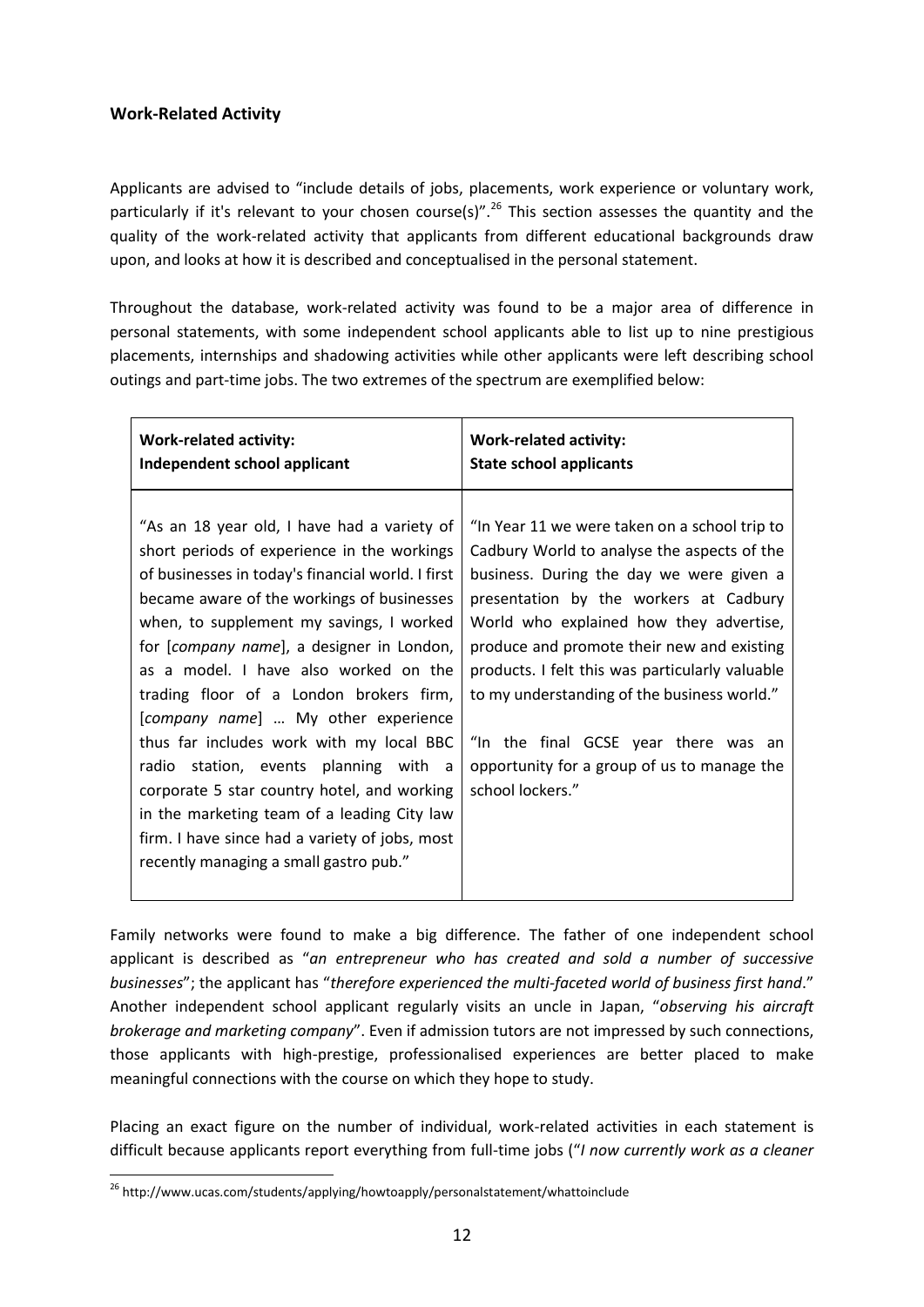### Work-Related Activity

Applicants are advised to "include details of jobs, placements, work experience or voluntary work, particularly if it's relevant to your chosen course(s)".[26] This section assesses the quantity and the quality of the work-related activity that applicants from different educational backgrounds draw upon, and looks at how it is described and conceptualised in the personal statement.

Throughout the database, work-related activity was found to be a major area of difference in personal statements, with some independent school applicants able to list up to nine prestigious placements, internships and shadowing activities while other applicants were left describing school outings and part-time jobs. The two extremes of the spectrum are exemplified below:

| **Work-related activity: Independent school applicant** | **Work-related activity: State school applicants** |
| --- | --- |
| "As an 18 year old, I have had a variety of short periods of experience in the workings of businesses in today's financial world. I first became aware of the workings of businesses when, to supplement my savings, I worked for [*company name*], a designer in London, as a model. I have also worked on the trading floor of a London brokers firm, [*company name*] … My other experience thus far includes work with my local BBC radio station, events planning with a corporate 5 star country hotel, and working in the marketing team of a leading City law firm. I have since had a variety of jobs, most recently managing a small gastro pub." | "In Year 11 we were taken on a school trip to Cadbury World to analyse the aspects of the business. During the day we were given a presentation by the workers at Cadbury World who explained how they advertise, produce and promote their new and existing products. I felt this was particularly valuable to my understanding of the business world." <br><br> "In the final GCSE year there was an opportunity for a group of us to manage the school lockers." |

Family networks were found to make a big difference. The father of one independent school applicant is described as "*an entrepreneur who has created and sold a number of successive businesses*"; the applicant has "*therefore experienced the multi-faceted world of business first hand*." Another independent school applicant regularly visits an uncle in Japan, "*observing his aircraft brokerage and marketing company*". Even if admission tutors are not impressed by such connections, those applicants with high-prestige, professionalised experiences are better placed to make meaningful connections with the course on which they hope to study.

Placing an exact figure on the number of individual, work-related activities in each statement is difficult because applicants report everything from full-time jobs ("*I now currently work as a cleaner*

[26] http://www.ucas.com/students/applying/howtoapply/personalstatement/whattoinclude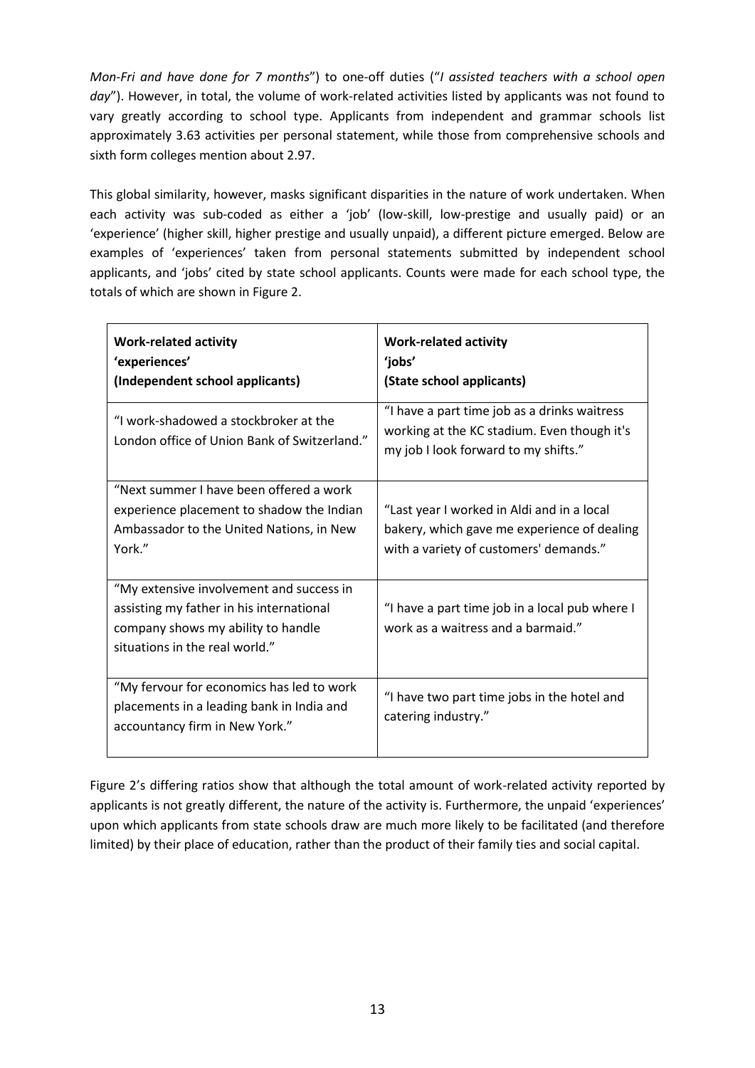*Mon-Fri and have done for 7 months*") to one-off duties ("*I assisted teachers with a school open day*"). However, in total, the volume of work-related activities listed by applicants was not found to vary greatly according to school type. Applicants from independent and grammar schools list approximately 3.63 activities per personal statement, while those from comprehensive schools and sixth form colleges mention about 2.97.

This global similarity, however, masks significant disparities in the nature of work undertaken. When each activity was sub-coded as either a 'job' (low-skill, low-prestige and usually paid) or an 'experience' (higher skill, higher prestige and usually unpaid), a different picture emerged. Below are examples of 'experiences' taken from personal statements submitted by independent school applicants, and 'jobs' cited by state school applicants. Counts were made for each school type, the totals of which are shown in Figure 2.

| **Work-related activity 'experiences' (Independent school applicants)** | **Work-related activity 'jobs' (State school applicants)** |
|---|---|
| "I work-shadowed a stockbroker at the London office of Union Bank of Switzerland." | "I have a part time job as a drinks waitress working at the KC stadium. Even though it's my job I look forward to my shifts." |
| "Next summer I have been offered a work experience placement to shadow the Indian Ambassador to the United Nations, in New York." | "Last year I worked in Aldi and in a local bakery, which gave me experience of dealing with a variety of customers' demands." |
| "My extensive involvement and success in assisting my father in his international company shows my ability to handle situations in the real world." | "I have a part time job in a local pub where I work as a waitress and a barmaid." |
| "My fervour for economics has led to work placements in a leading bank in India and accountancy firm in New York." | "I have two part time jobs in the hotel and catering industry." |

Figure 2's differing ratios show that although the total amount of work-related activity reported by applicants is not greatly different, the nature of the activity is. Furthermore, the unpaid 'experiences' upon which applicants from state schools draw are much more likely to be facilitated (and therefore limited) by their place of education, rather than the product of their family ties and social capital.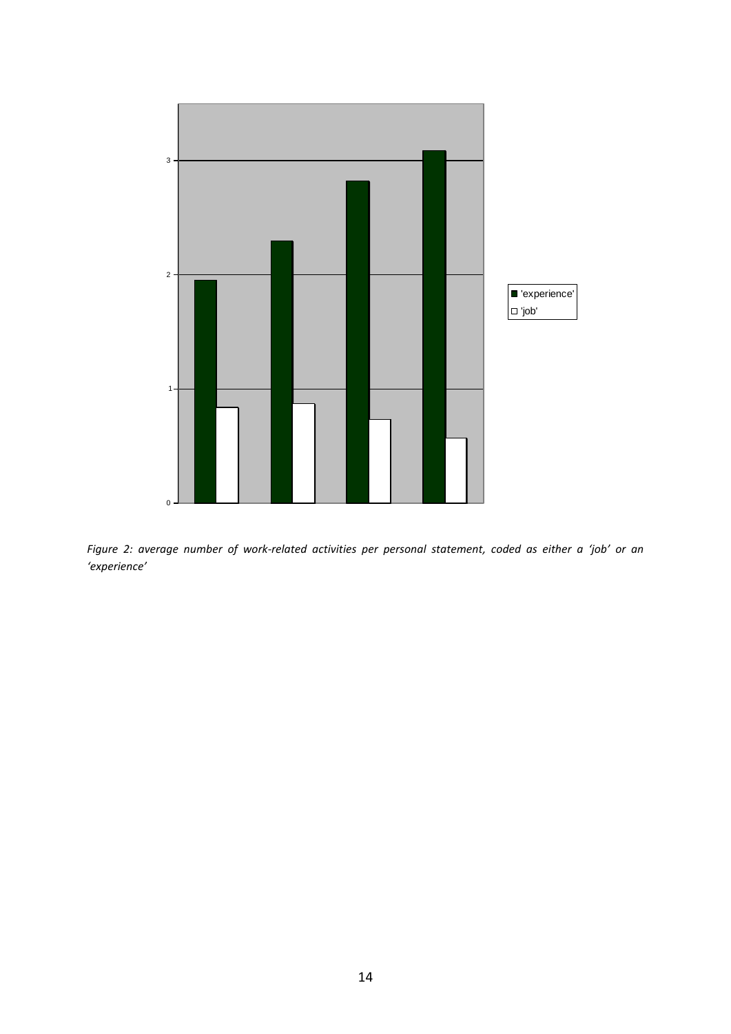*Figure 2: average number of work-related activities per personal statement, coded as either a 'job' or an 'experience'*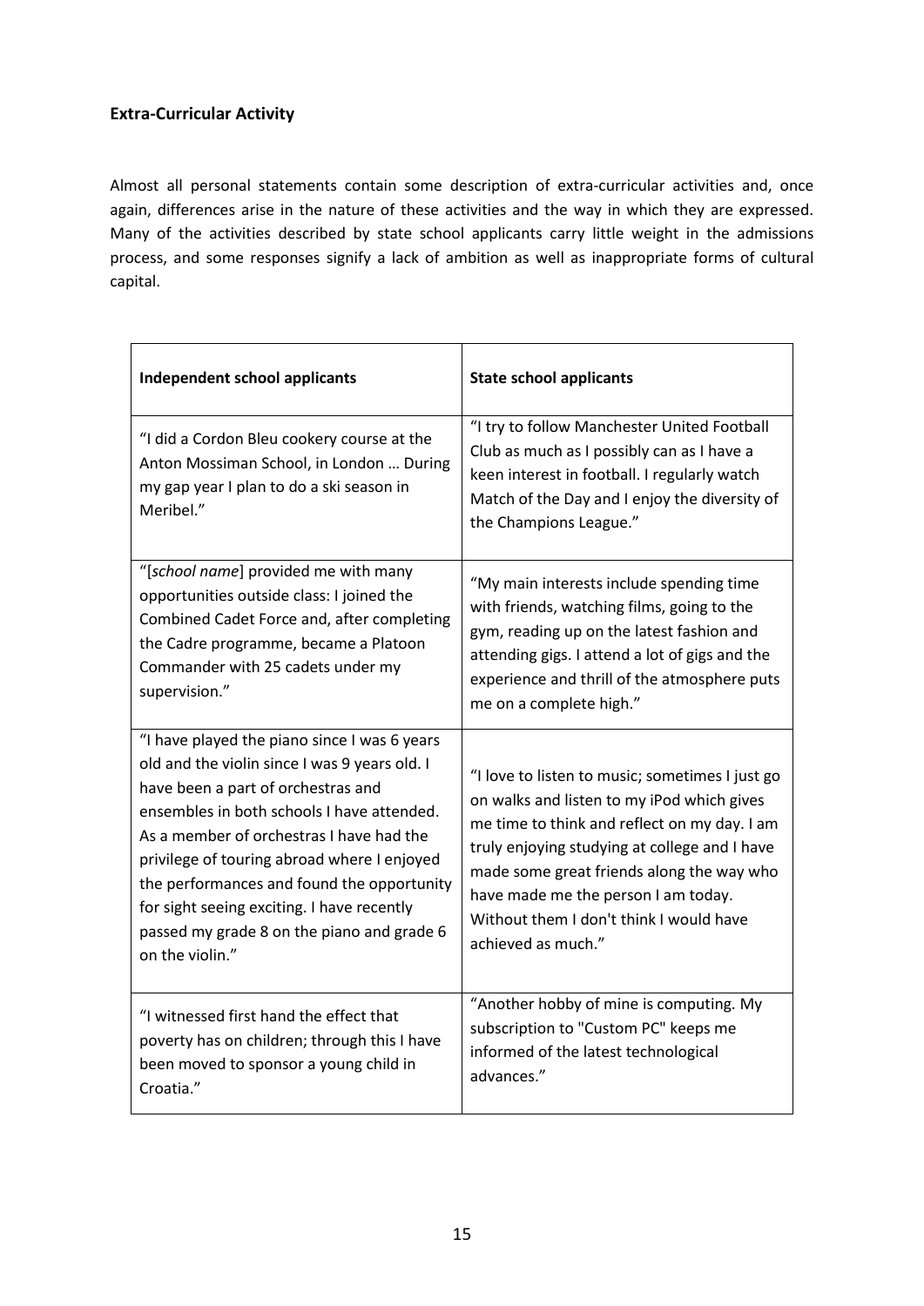### Extra-Curricular Activity

Almost all personal statements contain some description of extra-curricular activities and, once again, differences arise in the nature of these activities and the way in which they are expressed. Many of the activities described by state school applicants carry little weight in the admissions process, and some responses signify a lack of ambition as well as inappropriate forms of cultural capital.

| **Independent school applicants** | **State school applicants** |
|---|---|
| "I did a Cordon Bleu cookery course at the Anton Mossiman School, in London … During my gap year I plan to do a ski season in Meribel." | "I try to follow Manchester United Football Club as much as I possibly can as I have a keen interest in football. I regularly watch Match of the Day and I enjoy the diversity of the Champions League." |
| "[*school name*] provided me with many opportunities outside class: I joined the Combined Cadet Force and, after completing the Cadre programme, became a Platoon Commander with 25 cadets under my supervision." | "My main interests include spending time with friends, watching films, going to the gym, reading up on the latest fashion and attending gigs. I attend a lot of gigs and the experience and thrill of the atmosphere puts me on a complete high." |
| "I have played the piano since I was 6 years old and the violin since I was 9 years old. I have been a part of orchestras and ensembles in both schools I have attended. As a member of orchestras I have had the privilege of touring abroad where I enjoyed the performances and found the opportunity for sight seeing exciting. I have recently passed my grade 8 on the piano and grade 6 on the violin." | "I love to listen to music; sometimes I just go on walks and listen to my iPod which gives me time to think and reflect on my day. I am truly enjoying studying at college and I have made some great friends along the way who have made me the person I am today. Without them I don't think I would have achieved as much." |
| "I witnessed first hand the effect that poverty has on children; through this I have been moved to sponsor a young child in Croatia." | "Another hobby of mine is computing. My subscription to "Custom PC" keeps me informed of the latest technological advances." |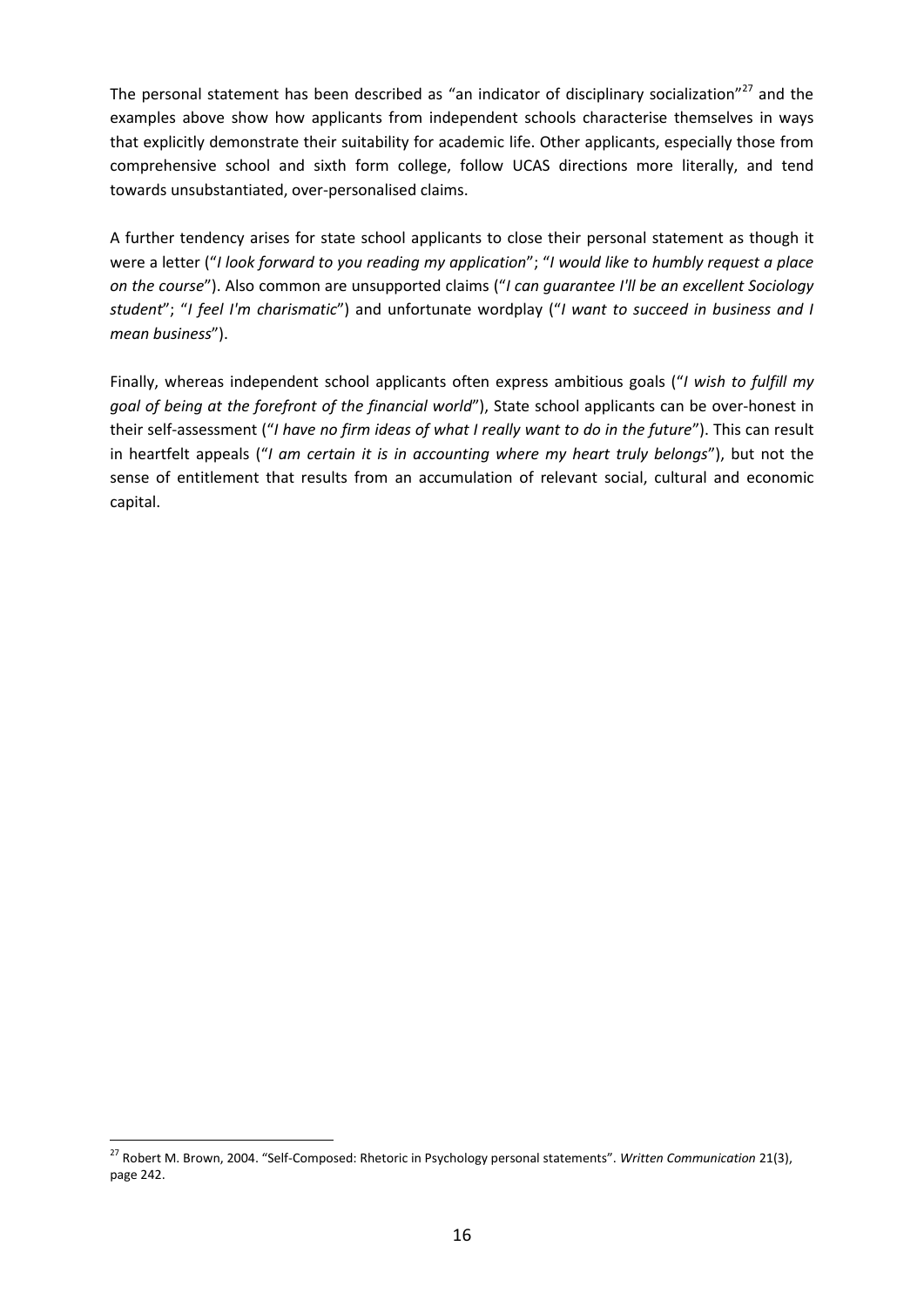The personal statement has been described as "an indicator of disciplinary socialization"[27] and the examples above show how applicants from independent schools characterise themselves in ways that explicitly demonstrate their suitability for academic life. Other applicants, especially those from comprehensive school and sixth form college, follow UCAS directions more literally, and tend towards unsubstantiated, over-personalised claims.

A further tendency arises for state school applicants to close their personal statement as though it were a letter ("*I look forward to you reading my application*"; "*I would like to humbly request a place on the course*"). Also common are unsupported claims ("*I can guarantee I'll be an excellent Sociology student*"; "*I feel I'm charismatic*") and unfortunate wordplay ("*I want to succeed in business and I mean business*").

Finally, whereas independent school applicants often express ambitious goals ("*I wish to fulfill my goal of being at the forefront of the financial world*"), State school applicants can be over-honest in their self-assessment ("*I have no firm ideas of what I really want to do in the future*"). This can result in heartfelt appeals ("*I am certain it is in accounting where my heart truly belongs*"), but not the sense of entitlement that results from an accumulation of relevant social, cultural and economic capital.

---

[27] Robert M. Brown, 2004. "Self-Composed: Rhetoric in Psychology personal statements". *Written Communication* 21(3), page 242.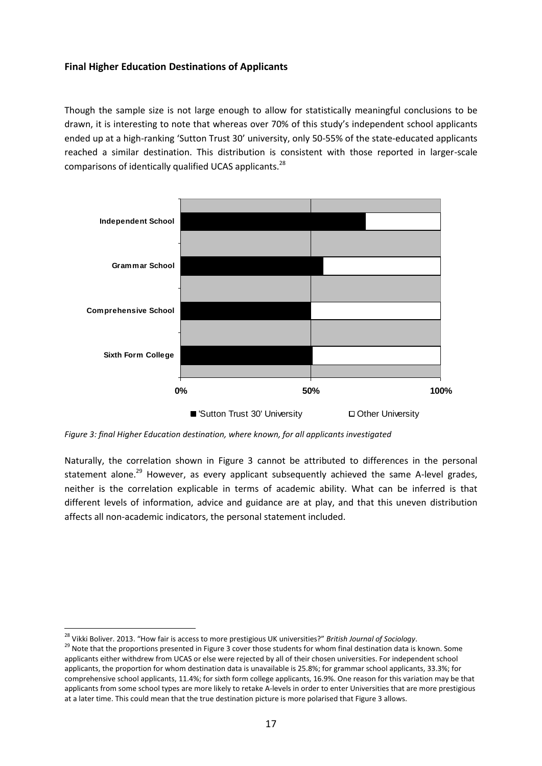### Final Higher Education Destinations of Applicants

Though the sample size is not large enough to allow for statistically meaningful conclusions to be drawn, it is interesting to note that whereas over 70% of this study's independent school applicants ended up at a high-ranking 'Sutton Trust 30' university, only 50-55% of the state-educated applicants reached a similar destination. This distribution is consistent with those reported in larger-scale comparisons of identically qualified UCAS applicants.[28]

*Figure 3: final Higher Education destination, where known, for all applicants investigated*

Naturally, the correlation shown in Figure 3 cannot be attributed to differences in the personal statement alone.[29] However, as every applicant subsequently achieved the same A-level grades, neither is the correlation explicable in terms of academic ability. What can be inferred is that different levels of information, advice and guidance are at play, and that this uneven distribution affects all non-academic indicators, the personal statement included.

---

[28] Vikki Boliver. 2013. "How fair is access to more prestigious UK universities?" *British Journal of Sociology*.

[29] Note that the proportions presented in Figure 3 cover those students for whom final destination data is known. Some applicants either withdrew from UCAS or else were rejected by all of their chosen universities. For independent school applicants, the proportion for whom destination data is unavailable is 25.8%; for grammar school applicants, 33.3%; for comprehensive school applicants, 11.4%; for sixth form college applicants, 16.9%. One reason for this variation may be that applicants from some school types are more likely to retake A-levels in order to enter Universities that are more prestigious at a later time. This could mean that the true destination picture is more polarised that Figure 3 allows.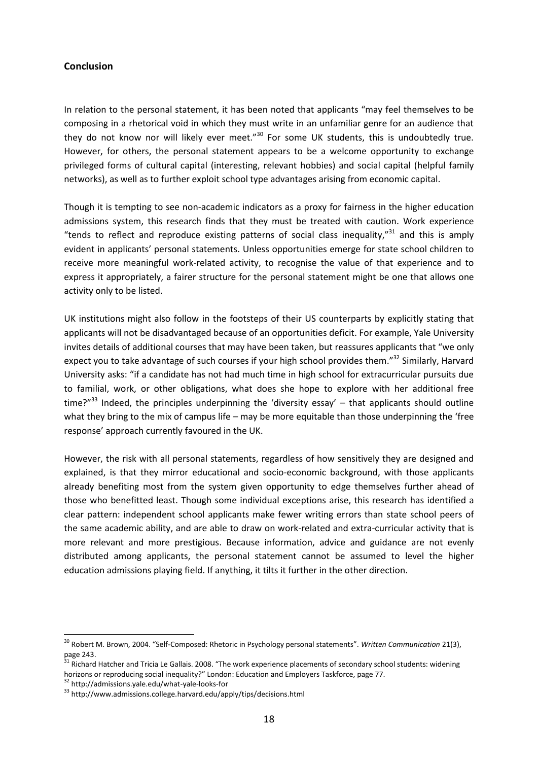**Conclusion**

In relation to the personal statement, it has been noted that applicants "may feel themselves to be composing in a rhetorical void in which they must write in an unfamiliar genre for an audience that they do not know nor will likely ever meet."[30] For some UK students, this is undoubtedly true. However, for others, the personal statement appears to be a welcome opportunity to exchange privileged forms of cultural capital (interesting, relevant hobbies) and social capital (helpful family networks), as well as to further exploit school type advantages arising from economic capital.

Though it is tempting to see non-academic indicators as a proxy for fairness in the higher education admissions system, this research finds that they must be treated with caution. Work experience "tends to reflect and reproduce existing patterns of social class inequality,"[31] and this is amply evident in applicants' personal statements. Unless opportunities emerge for state school children to receive more meaningful work-related activity, to recognise the value of that experience and to express it appropriately, a fairer structure for the personal statement might be one that allows one activity only to be listed.

UK institutions might also follow in the footsteps of their US counterparts by explicitly stating that applicants will not be disadvantaged because of an opportunities deficit. For example, Yale University invites details of additional courses that may have been taken, but reassures applicants that "we only expect you to take advantage of such courses if your high school provides them."[32] Similarly, Harvard University asks: "if a candidate has not had much time in high school for extracurricular pursuits due to familial, work, or other obligations, what does she hope to explore with her additional free time?"[33] Indeed, the principles underpinning the 'diversity essay' – that applicants should outline what they bring to the mix of campus life – may be more equitable than those underpinning the 'free response' approach currently favoured in the UK.

However, the risk with all personal statements, regardless of how sensitively they are designed and explained, is that they mirror educational and socio-economic background, with those applicants already benefiting most from the system given opportunity to edge themselves further ahead of those who benefitted least. Though some individual exceptions arise, this research has identified a clear pattern: independent school applicants make fewer writing errors than state school peers of the same academic ability, and are able to draw on work-related and extra-curricular activity that is more relevant and more prestigious. Because information, advice and guidance are not evenly distributed among applicants, the personal statement cannot be assumed to level the higher education admissions playing field. If anything, it tilts it further in the other direction.

---

[30] Robert M. Brown, 2004. "Self-Composed: Rhetoric in Psychology personal statements". *Written Communication* 21(3), page 243.

[31] Richard Hatcher and Tricia Le Gallais. 2008. "The work experience placements of secondary school students: widening horizons or reproducing social inequality?" London: Education and Employers Taskforce, page 77.

[32] http://admissions.yale.edu/what-yale-looks-for

[33] http://www.admissions.college.harvard.edu/apply/tips/decisions.html